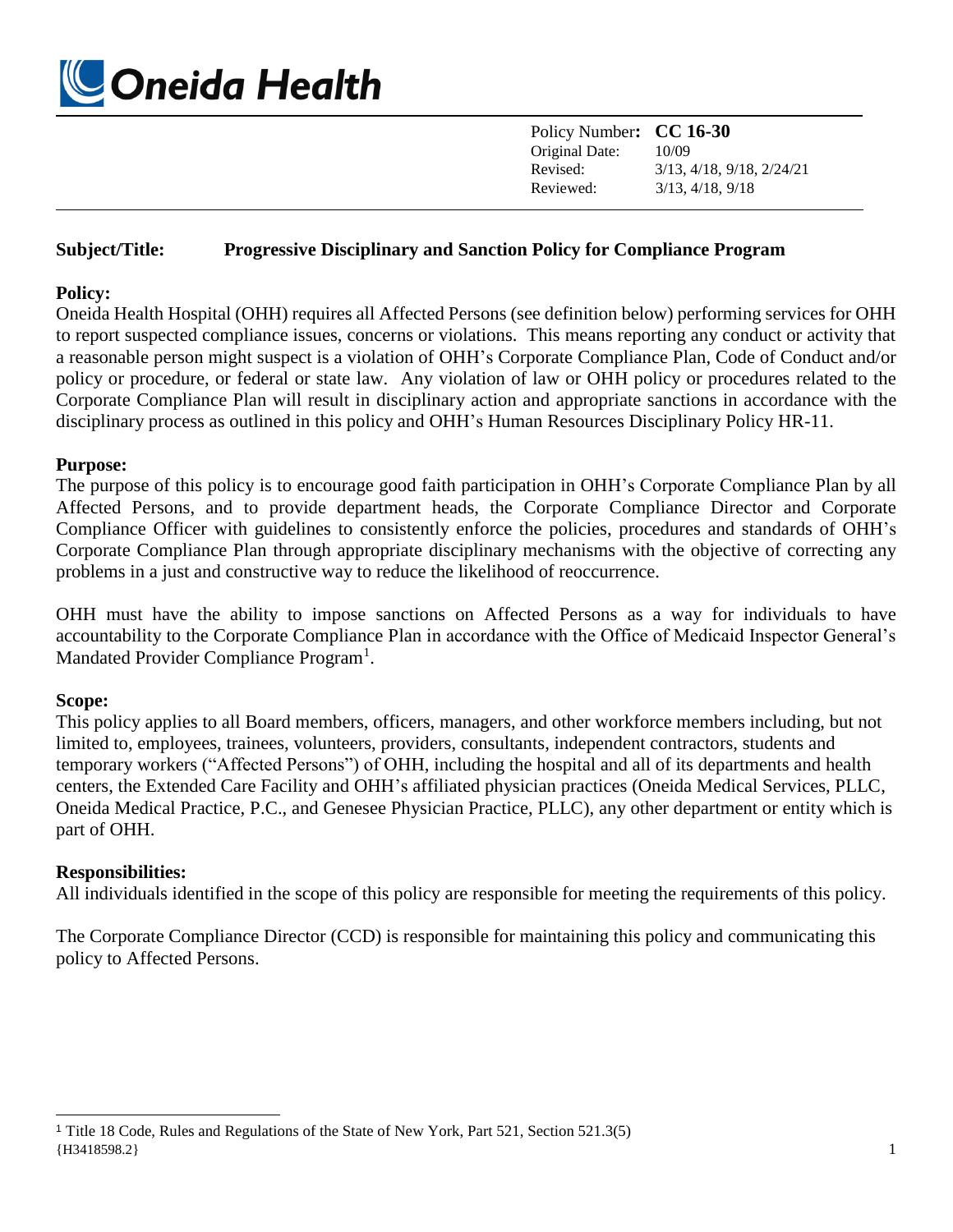Oneida Health

| | |
|---|---|
| Policy Number: | **CC 16-30** |
| Original Date: | 10/09 |
| Revised: | 3/13, 4/18, 9/18, 2/24/21 |
| Reviewed: | 3/13, 4/18, 9/18 |

**Subject/Title: Progressive Disciplinary and Sanction Policy for Compliance Program**

**Policy:**

Oneida Health Hospital (OHH) requires all Affected Persons (see definition below) performing services for OHH to report suspected compliance issues, concerns or violations. This means reporting any conduct or activity that a reasonable person might suspect is a violation of OHH's Corporate Compliance Plan, Code of Conduct and/or policy or procedure, or federal or state law. Any violation of law or OHH policy or procedures related to the Corporate Compliance Plan will result in disciplinary action and appropriate sanctions in accordance with the disciplinary process as outlined in this policy and OHH's Human Resources Disciplinary Policy HR-11.

**Purpose:**

The purpose of this policy is to encourage good faith participation in OHH's Corporate Compliance Plan by all Affected Persons, and to provide department heads, the Corporate Compliance Director and Corporate Compliance Officer with guidelines to consistently enforce the policies, procedures and standards of OHH's Corporate Compliance Plan through appropriate disciplinary mechanisms with the objective of correcting any problems in a just and constructive way to reduce the likelihood of reoccurrence.

OHH must have the ability to impose sanctions on Affected Persons as a way for individuals to have accountability to the Corporate Compliance Plan in accordance with the Office of Medicaid Inspector General's Mandated Provider Compliance Program[1].

**Scope:**

This policy applies to all Board members, officers, managers, and other workforce members including, but not limited to, employees, trainees, volunteers, providers, consultants, independent contractors, students and temporary workers ("Affected Persons") of OHH, including the hospital and all of its departments and health centers, the Extended Care Facility and OHH's affiliated physician practices (Oneida Medical Services, PLLC, Oneida Medical Practice, P.C., and Genesee Physician Practice, PLLC), any other department or entity which is part of OHH.

**Responsibilities:**

All individuals identified in the scope of this policy are responsible for meeting the requirements of this policy.

The Corporate Compliance Director (CCD) is responsible for maintaining this policy and communicating this policy to Affected Persons.

[1] Title 18 Code, Rules and Regulations of the State of New York, Part 521, Section 521.3(5)

{H3418598.2}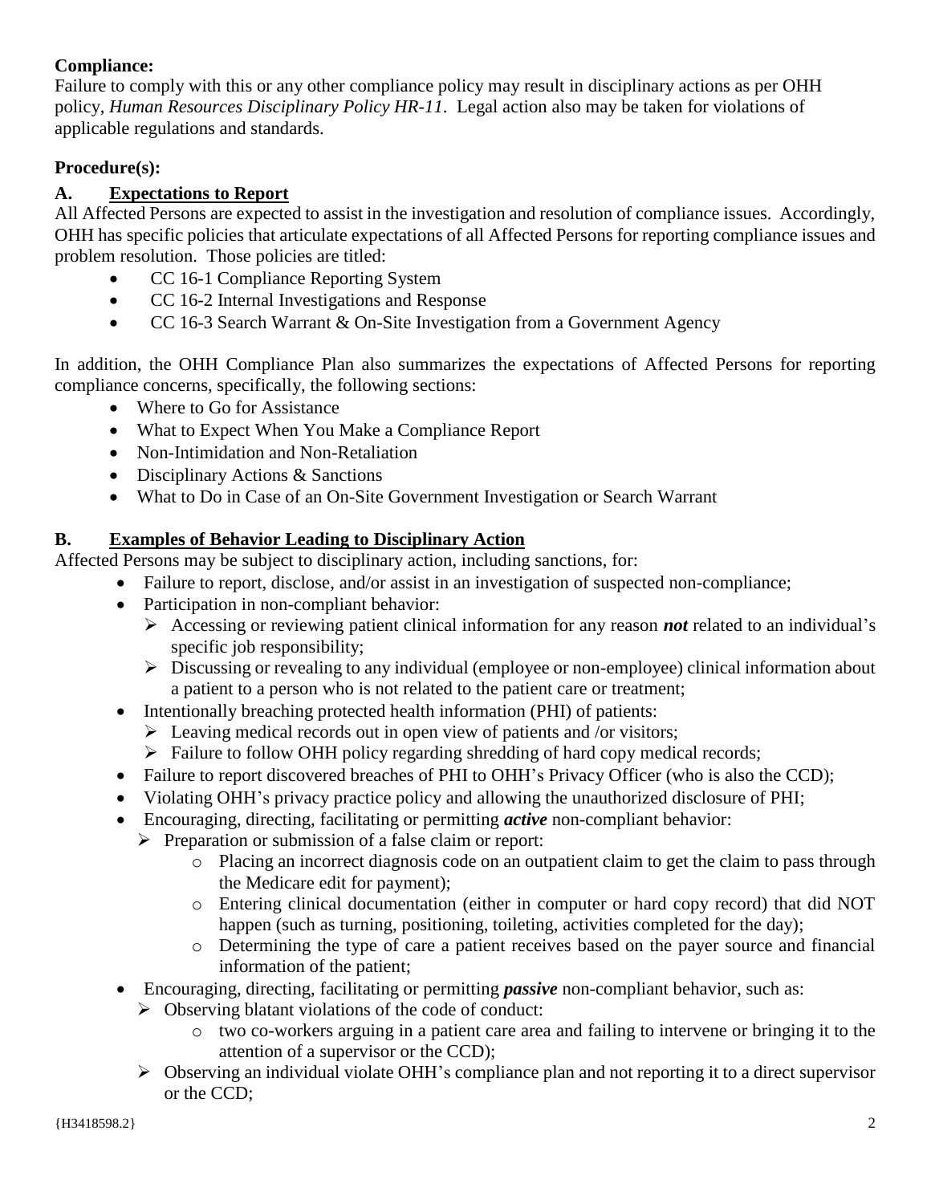**Compliance:**
Failure to comply with this or any other compliance policy may result in disciplinary actions as per OHH policy, *Human Resources Disciplinary Policy HR-11*. Legal action also may be taken for violations of applicable regulations and standards.

**Procedure(s):**

**A. Expectations to Report**

All Affected Persons are expected to assist in the investigation and resolution of compliance issues. Accordingly, OHH has specific policies that articulate expectations of all Affected Persons for reporting compliance issues and problem resolution. Those policies are titled:

- CC 16-1 Compliance Reporting System
- CC 16-2 Internal Investigations and Response
- CC 16-3 Search Warrant & On-Site Investigation from a Government Agency

In addition, the OHH Compliance Plan also summarizes the expectations of Affected Persons for reporting compliance concerns, specifically, the following sections:

- Where to Go for Assistance
- What to Expect When You Make a Compliance Report
- Non-Intimidation and Non-Retaliation
- Disciplinary Actions & Sanctions
- What to Do in Case of an On-Site Government Investigation or Search Warrant

**B. Examples of Behavior Leading to Disciplinary Action**

Affected Persons may be subject to disciplinary action, including sanctions, for:

- Failure to report, disclose, and/or assist in an investigation of suspected non-compliance;
- Participation in non-compliant behavior:
  - Accessing or reviewing patient clinical information for any reason ***not*** related to an individual's specific job responsibility;
  - Discussing or revealing to any individual (employee or non-employee) clinical information about a patient to a person who is not related to the patient care or treatment;
- Intentionally breaching protected health information (PHI) of patients:
  - Leaving medical records out in open view of patients and /or visitors;
  - Failure to follow OHH policy regarding shredding of hard copy medical records;
- Failure to report discovered breaches of PHI to OHH's Privacy Officer (who is also the CCD);
- Violating OHH's privacy practice policy and allowing the unauthorized disclosure of PHI;
- Encouraging, directing, facilitating or permitting ***active*** non-compliant behavior:
  - Preparation or submission of a false claim or report:
    - Placing an incorrect diagnosis code on an outpatient claim to get the claim to pass through the Medicare edit for payment);
    - Entering clinical documentation (either in computer or hard copy record) that did NOT happen (such as turning, positioning, toileting, activities completed for the day);
    - Determining the type of care a patient receives based on the payer source and financial information of the patient;
- Encouraging, directing, facilitating or permitting ***passive*** non-compliant behavior, such as:
  - Observing blatant violations of the code of conduct:
    - two co-workers arguing in a patient care area and failing to intervene or bringing it to the attention of a supervisor or the CCD);
  - Observing an individual violate OHH's compliance plan and not reporting it to a direct supervisor or the CCD;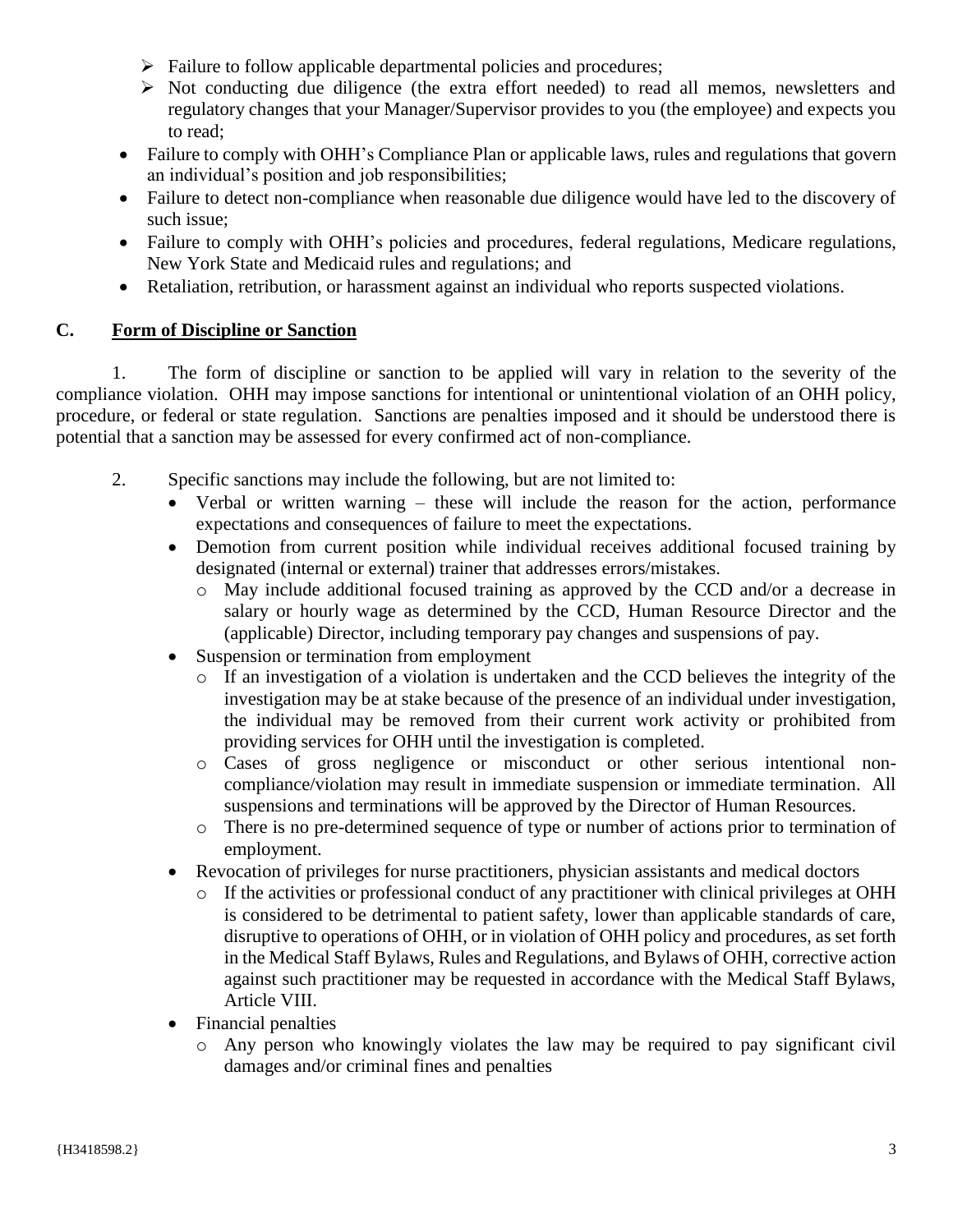- Failure to follow applicable departmental policies and procedures;
   - Not conducting due diligence (the extra effort needed) to read all memos, newsletters and regulatory changes that your Manager/Supervisor provides to you (the employee) and expects you to read;
- Failure to comply with OHH's Compliance Plan or applicable laws, rules and regulations that govern an individual's position and job responsibilities;
- Failure to detect non-compliance when reasonable due diligence would have led to the discovery of such issue;
- Failure to comply with OHH's policies and procedures, federal regulations, Medicare regulations, New York State and Medicaid rules and regulations; and
- Retaliation, retribution, or harassment against an individual who reports suspected violations.

## C. <u>Form of Discipline or Sanction</u>

1. The form of discipline or sanction to be applied will vary in relation to the severity of the compliance violation. OHH may impose sanctions for intentional or unintentional violation of an OHH policy, procedure, or federal or state regulation. Sanctions are penalties imposed and it should be understood there is potential that a sanction may be assessed for every confirmed act of non-compliance.

2. Specific sanctions may include the following, but are not limited to:
   - Verbal or written warning – these will include the reason for the action, performance expectations and consequences of failure to meet the expectations.
   - Demotion from current position while individual receives additional focused training by designated (internal or external) trainer that addresses errors/mistakes.
     - May include additional focused training as approved by the CCD and/or a decrease in salary or hourly wage as determined by the CCD, Human Resource Director and the (applicable) Director, including temporary pay changes and suspensions of pay.
   - Suspension or termination from employment
     - If an investigation of a violation is undertaken and the CCD believes the integrity of the investigation may be at stake because of the presence of an individual under investigation, the individual may be removed from their current work activity or prohibited from providing services for OHH until the investigation is completed.
     - Cases of gross negligence or misconduct or other serious intentional non-compliance/violation may result in immediate suspension or immediate termination. All suspensions and terminations will be approved by the Director of Human Resources.
     - There is no pre-determined sequence of type or number of actions prior to termination of employment.
   - Revocation of privileges for nurse practitioners, physician assistants and medical doctors
     - If the activities or professional conduct of any practitioner with clinical privileges at OHH is considered to be detrimental to patient safety, lower than applicable standards of care, disruptive to operations of OHH, or in violation of OHH policy and procedures, as set forth in the Medical Staff Bylaws, Rules and Regulations, and Bylaws of OHH, corrective action against such practitioner may be requested in accordance with the Medical Staff Bylaws, Article VIII.
   - Financial penalties
     - Any person who knowingly violates the law may be required to pay significant civil damages and/or criminal fines and penalties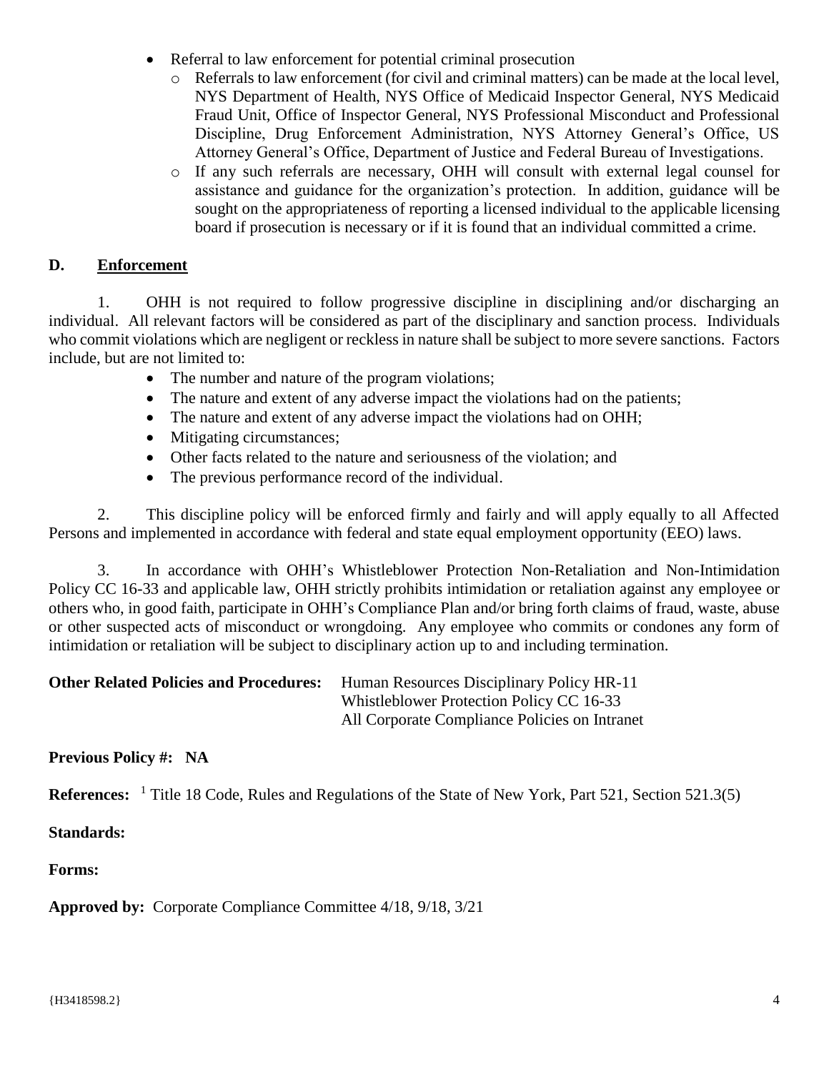- Referral to law enforcement for potential criminal prosecution
  - Referrals to law enforcement (for civil and criminal matters) can be made at the local level, NYS Department of Health, NYS Office of Medicaid Inspector General, NYS Medicaid Fraud Unit, Office of Inspector General, NYS Professional Misconduct and Professional Discipline, Drug Enforcement Administration, NYS Attorney General's Office, US Attorney General's Office, Department of Justice and Federal Bureau of Investigations.
  - If any such referrals are necessary, OHH will consult with external legal counsel for assistance and guidance for the organization's protection. In addition, guidance will be sought on the appropriateness of reporting a licensed individual to the applicable licensing board if prosecution is necessary or if it is found that an individual committed a crime.

## D. Enforcement

1. OHH is not required to follow progressive discipline in disciplining and/or discharging an individual. All relevant factors will be considered as part of the disciplinary and sanction process. Individuals who commit violations which are negligent or reckless in nature shall be subject to more severe sanctions. Factors include, but are not limited to:
   - The number and nature of the program violations;
   - The nature and extent of any adverse impact the violations had on the patients;
   - The nature and extent of any adverse impact the violations had on OHH;
   - Mitigating circumstances;
   - Other facts related to the nature and seriousness of the violation; and
   - The previous performance record of the individual.

2. This discipline policy will be enforced firmly and fairly and will apply equally to all Affected Persons and implemented in accordance with federal and state equal employment opportunity (EEO) laws.

3. In accordance with OHH's Whistleblower Protection Non-Retaliation and Non-Intimidation Policy CC 16-33 and applicable law, OHH strictly prohibits intimidation or retaliation against any employee or others who, in good faith, participate in OHH's Compliance Plan and/or bring forth claims of fraud, waste, abuse or other suspected acts of misconduct or wrongdoing. Any employee who commits or condones any form of intimidation or retaliation will be subject to disciplinary action up to and including termination.

**Other Related Policies and Procedures:** Human Resources Disciplinary Policy HR-11
Whistleblower Protection Policy CC 16-33
All Corporate Compliance Policies on Intranet

**Previous Policy #: NA**

**References:** [1] Title 18 Code, Rules and Regulations of the State of New York, Part 521, Section 521.3(5)

**Standards:**

**Forms:**

**Approved by:** Corporate Compliance Committee 4/18, 9/18, 3/21

{H3418598.2}